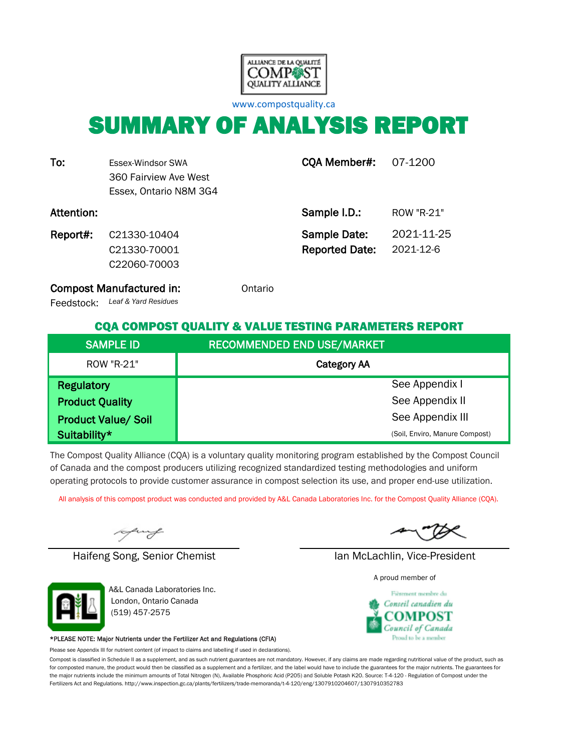ALLIANCE DE LA QUALITÉ COMPOST QUALITY ALLIANCE

www.compostquality.ca

# SUMMARY OF ANALYSIS REPORT

**To:** Essex-Windsor SWA
360 Fairview Ave West
Essex, Ontario N8M 3G4

**CQA Member#:** 07-1200

**Attention:**

**Sample I.D.:** ROW "R-21"

**Report#:** C21330-10404
C21330-70001
C22060-70003

**Sample Date:** 2021-11-25
**Reported Date:** 2021-12-6

**Compost Manufactured in:** Ontario

Feedstock: *Leaf & Yard Residues*

## CQA COMPOST QUALITY & VALUE TESTING PARAMETERS REPORT

| SAMPLE ID | RECOMMENDED END USE/MARKET |
|---|---|
| ROW "R-21" | **Category AA** |
| **Regulatory** | See Appendix I |
| **Product Quality** | See Appendix II |
| **Product Value/ Soil Suitability*** | See Appendix III (Soil, Enviro, Manure Compost) |

The Compost Quality Alliance (CQA) is a voluntary quality monitoring program established by the Compost Council of Canada and the compost producers utilizing recognized standardized testing methodologies and uniform operating protocols to provide customer assurance in compost selection its use, and proper end-use utilization.

All analysis of this compost product was conducted and provided by A&L Canada Laboratories Inc. for the Compost Quality Alliance (CQA).

Haifeng Song, Senior Chemist

Ian McLachlin, Vice-President

A&L Canada Laboratories Inc.
London, Ontario Canada
(519) 457-2575

A proud member of

Fièrement membre du Conseil canadien du COMPOST Council of Canada Proud to be a member

*PLEASE NOTE: Major Nutrients under the Fertilizer Act and Regulations (CFIA)

Please see Appendix III for nutrient content (of impact to claims and labelling if used in declarations).

Compost is classified in Schedule II as a supplement, and as such nutrient guarantees are not mandatory. However, if any claims are made regarding nutritional value of the product, such as for composted manure, the product would then be classified as a supplement and a fertilizer, and the label would have to include the guarantees for the major nutrients. The guarantees for the major nutrients include the minimum amounts of Total Nitrogen (N), Available Phosphoric Acid (P2O5) and Soluble Potash K2O. Source: T-4-120 - Regulation of Compost under the Fertilizers Act and Regulations. http://www.inspection.gc.ca/plants/fertilizers/trade-memoranda/t-4-120/eng/1307910204607/1307910352783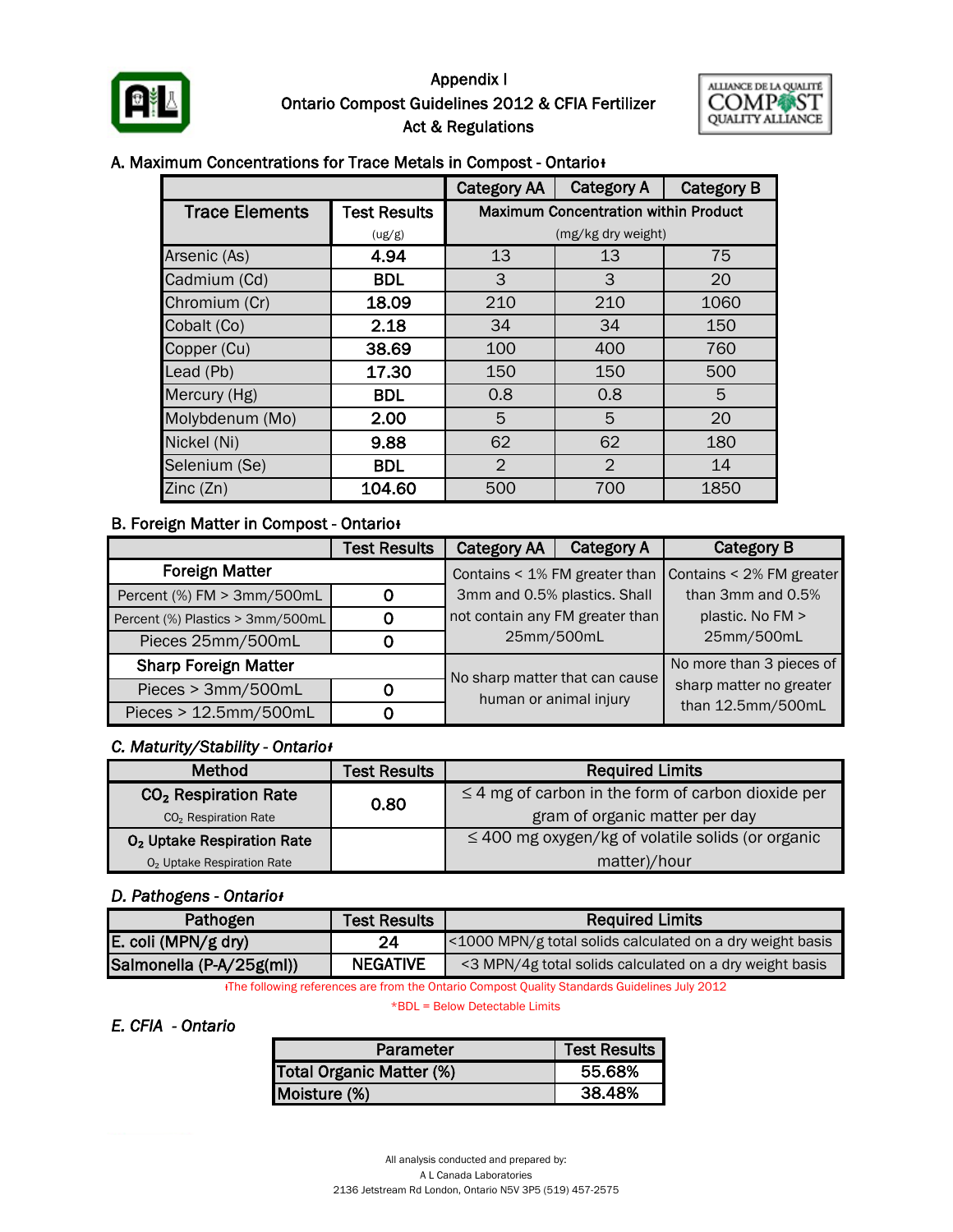# Appendix I
## Ontario Compost Guidelines 2012 & CFIA Fertilizer Act & Regulations

### A. Maximum Concentrations for Trace Metals in Compost - Ontario‡

| Trace Elements | Test Results (ug/g) | Category AA | Category A | Category B |
|---|---|---|---|---|
| | | Maximum Concentration within Product (mg/kg dry weight) | | |
| Arsenic (As) | 4.94 | 13 | 13 | 75 |
| Cadmium (Cd) | BDL | 3 | 3 | 20 |
| Chromium (Cr) | 18.09 | 210 | 210 | 1060 |
| Cobalt (Co) | 2.18 | 34 | 34 | 150 |
| Copper (Cu) | 38.69 | 100 | 400 | 760 |
| Lead (Pb) | 17.30 | 150 | 150 | 500 |
| Mercury (Hg) | BDL | 0.8 | 0.8 | 5 |
| Molybdenum (Mo) | 2.00 | 5 | 5 | 20 |
| Nickel (Ni) | 9.88 | 62 | 62 | 180 |
| Selenium (Se) | BDL | 2 | 2 | 14 |
| Zinc (Zn) | 104.60 | 500 | 700 | 1850 |

### B. Foreign Matter in Compost - Ontario‡

| | Test Results | Category AA / Category A | Category B |
|---|---|---|---|
| **Foreign Matter** | | Contains < 1% FM greater than 3mm and 0.5% plastics. Shall not contain any FM greater than 25mm/500mL | Contains < 2% FM greater than 3mm and 0.5% plastic. No FM > 25mm/500mL |
| Percent (%) FM > 3mm/500mL | 0 | | |
| Percent (%) Plastics > 3mm/500mL | 0 | | |
| Pieces 25mm/500mL | 0 | | |
| **Sharp Foreign Matter** | | No sharp matter that can cause human or animal injury | No more than 3 pieces of sharp matter no greater than 12.5mm/500mL |
| Pieces > 3mm/500mL | 0 | | |
| Pieces > 12.5mm/500mL | 0 | | |

### *C. Maturity/Stability - Ontario‡*

| Method | Test Results | Required Limits |
|---|---|---|
| $CO_2$ Respiration Rate ($CO_2$ Respiration Rate) | 0.80 | ≤ 4 mg of carbon in the form of carbon dioxide per gram of organic matter per day |
| $O_2$ Uptake Respiration Rate ($O_2$ Uptake Respiration Rate) | | ≤ 400 mg oxygen/kg of volatile solids (or organic matter)/hour |

### *D. Pathogens - Ontario‡*

| Pathogen | Test Results | Required Limits |
|---|---|---|
| E. coli (MPN/g dry) | 24 | <1000 MPN/g total solids calculated on a dry weight basis |
| Salmonella (P-A/25g(ml)) | NEGATIVE | <3 MPN/4g total solids calculated on a dry weight basis |

‡The following references are from the Ontario Compost Quality Standards Guidelines July 2012

*BDL = Below Detectable Limits

### *E. CFIA - Ontario*

| Parameter | Test Results |
|---|---|
| Total Organic Matter (%) | 55.68% |
| Moisture (%) | 38.48% |

All analysis conducted and prepared by:
A L Canada Laboratories
2136 Jetstream Rd London, Ontario N5V 3P5 (519) 457-2575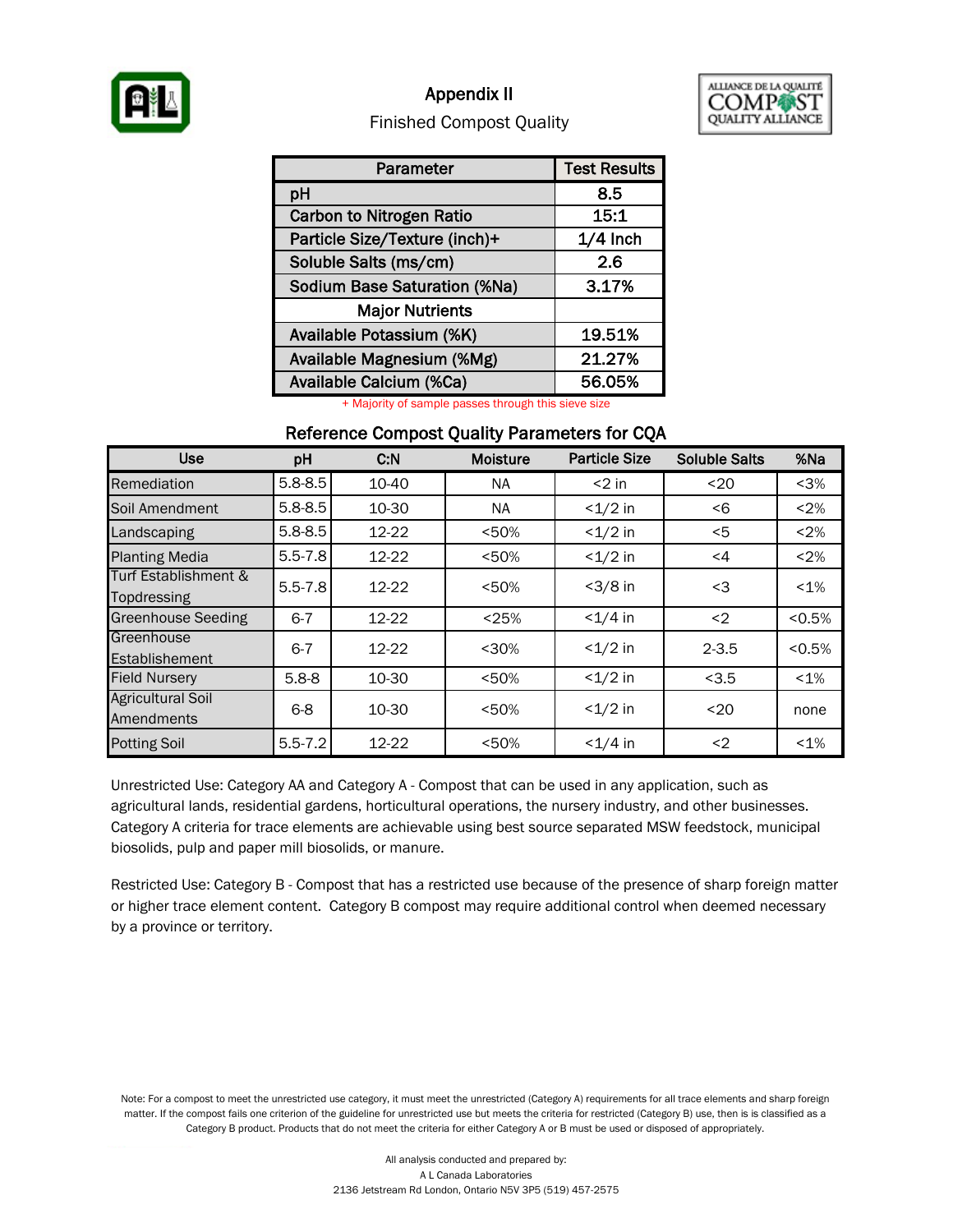# Appendix II

## Finished Compost Quality

| Parameter | Test Results |
|---|---|
| pH | 8.5 |
| Carbon to Nitrogen Ratio | 15:1 |
| Particle Size/Texture (inch)+ | 1/4 Inch |
| Soluble Salts (ms/cm) | 2.6 |
| Sodium Base Saturation (%Na) | 3.17% |
| **Major Nutrients** | |
| Available Potassium (%K) | 19.51% |
| Available Magnesium (%Mg) | 21.27% |
| Available Calcium (%Ca) | 56.05% |

+ Majority of sample passes through this sieve size

### Reference Compost Quality Parameters for CQA

| Use | pH | C:N | Moisture | Particle Size | Soluble Salts | %Na |
|---|---|---|---|---|---|---|
| Remediation | 5.8-8.5 | 10-40 | NA | <2 in | <20 | <3% |
| Soil Amendment | 5.8-8.5 | 10-30 | NA | <1/2 in | <6 | <2% |
| Landscaping | 5.8-8.5 | 12-22 | <50% | <1/2 in | <5 | <2% |
| Planting Media | 5.5-7.8 | 12-22 | <50% | <1/2 in | <4 | <2% |
| Turf Establishment & Topdressing | 5.5-7.8 | 12-22 | <50% | <3/8 in | <3 | <1% |
| Greenhouse Seeding | 6-7 | 12-22 | <25% | <1/4 in | <2 | <0.5% |
| Greenhouse Establishement | 6-7 | 12-22 | <30% | <1/2 in | 2-3.5 | <0.5% |
| Field Nursery | 5.8-8 | 10-30 | <50% | <1/2 in | <3.5 | <1% |
| Agricultural Soil Amendments | 6-8 | 10-30 | <50% | <1/2 in | <20 | none |
| Potting Soil | 5.5-7.2 | 12-22 | <50% | <1/4 in | <2 | <1% |

Unrestricted Use: Category AA and Category A - Compost that can be used in any application, such as agricultural lands, residential gardens, horticultural operations, the nursery industry, and other businesses. Category A criteria for trace elements are achievable using best source separated MSW feedstock, municipal biosolids, pulp and paper mill biosolids, or manure.

Restricted Use: Category B - Compost that has a restricted use because of the presence of sharp foreign matter or higher trace element content. Category B compost may require additional control when deemed necessary by a province or territory.

Note: For a compost to meet the unrestricted use category, it must meet the unrestricted (Category A) requirements for all trace elements and sharp foreign matter. If the compost fails one criterion of the guideline for unrestricted use but meets the criteria for restricted (Category B) use, then is is classified as a Category B product. Products that do not meet the criteria for either Category A or B must be used or disposed of appropriately.

All analysis conducted and prepared by:
A L Canada Laboratories
2136 Jetstream Rd London, Ontario N5V 3P5 (519) 457-2575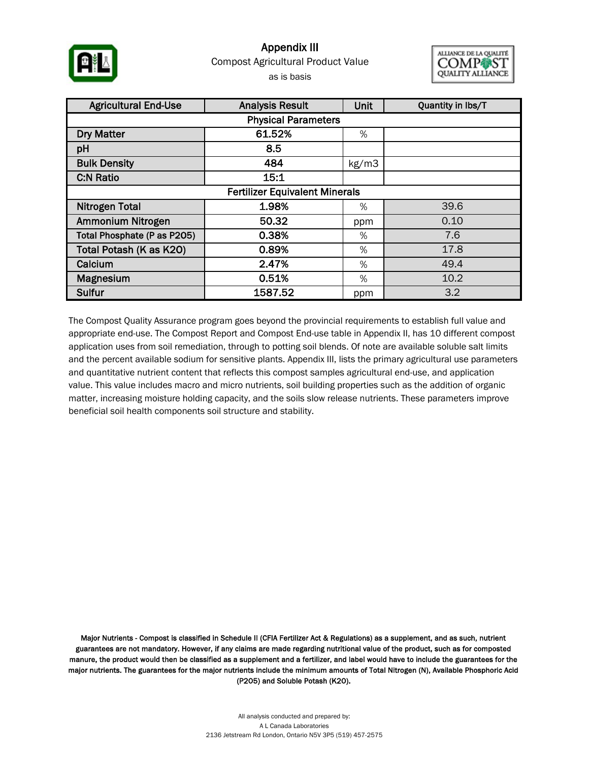# Appendix III

Compost Agricultural Product Value

as is basis

| Agricultural End-Use | Analysis Result | Unit | Quantity in lbs/T |
|---|---|---|---|
| **Physical Parameters** | | | |
| Dry Matter | 61.52% | % | |
| pH | 8.5 | | |
| Bulk Density | 484 | kg/m3 | |
| C:N Ratio | 15:1 | | |
| **Fertilizer Equivalent Minerals** | | | |
| Nitrogen Total | 1.98% | % | 39.6 |
| Ammonium Nitrogen | 50.32 | ppm | 0.10 |
| Total Phosphate (P as P2O5) | 0.38% | % | 7.6 |
| Total Potash (K as K2O) | 0.89% | % | 17.8 |
| Calcium | 2.47% | % | 49.4 |
| Magnesium | 0.51% | % | 10.2 |
| Sulfur | 1587.52 | ppm | 3.2 |

The Compost Quality Assurance program goes beyond the provincial requirements to establish full value and appropriate end-use. The Compost Report and Compost End-use table in Appendix II, has 10 different compost application uses from soil remediation, through to potting soil blends. Of note are available soluble salt limits and the percent available sodium for sensitive plants. Appendix III, lists the primary agricultural use parameters and quantitative nutrient content that reflects this compost samples agricultural end-use, and application value. This value includes macro and micro nutrients, soil building properties such as the addition of organic matter, increasing moisture holding capacity, and the soils slow release nutrients. These parameters improve beneficial soil health components soil structure and stability.

**Major Nutrients - Compost is classified in Schedule II (CFIA Fertilizer Act & Regulations) as a supplement, and as such, nutrient guarantees are not mandatory. However, if any claims are made regarding nutritional value of the product, such as for composted manure, the product would then be classified as a supplement and a fertilizer, and label would have to include the guarantees for the major nutrients. The guarantees for the major nutrients include the minimum amounts of Total Nitrogen (N), Available Phosphoric Acid (P2O5) and Soluble Potash (K2O).**

All analysis conducted and prepared by:
A L Canada Laboratories
2136 Jetstream Rd London, Ontario N5V 3P5 (519) 457-2575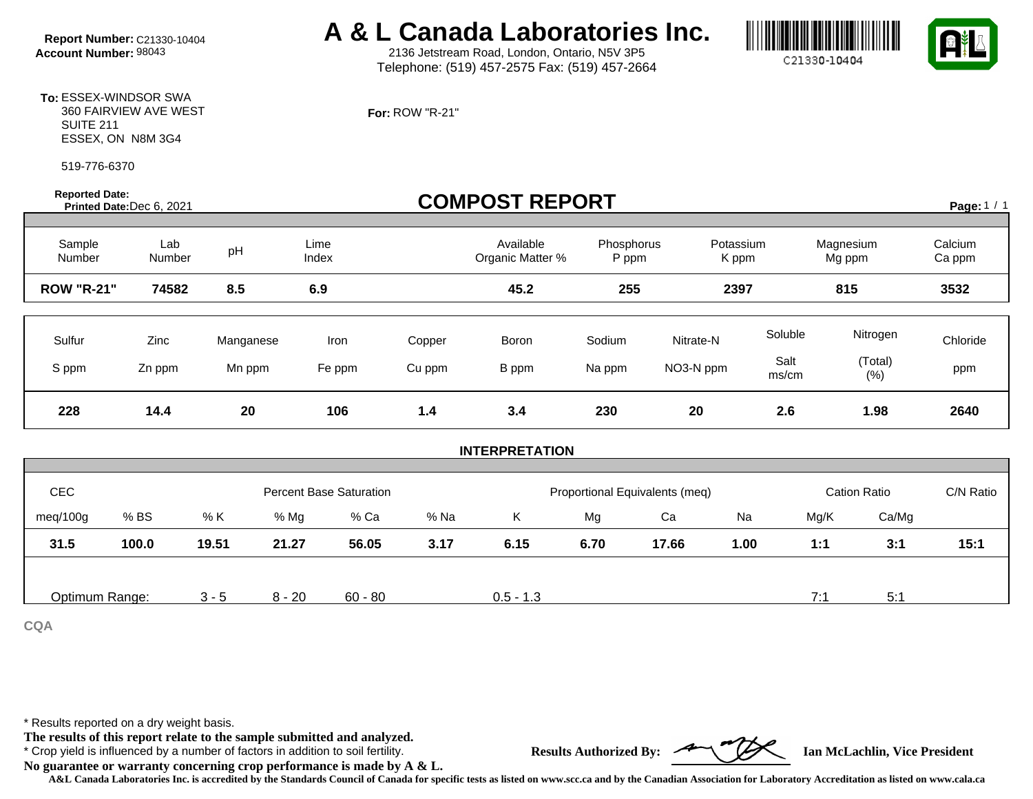**Report Number:** C21330-10404
**Account Number:** 98043

# A & L Canada Laboratories Inc.

2136 Jetstream Road, London, Ontario, N5V 3P5
Telephone: (519) 457-2575 Fax: (519) 457-2664

C21330-10404

**To:** ESSEX-WINDSOR SWA
360 FAIRVIEW AVE WEST
SUITE 211
ESSEX, ON N8M 3G4

519-776-6370

**For:** ROW "R-21"

**Reported Date:**
**Printed Date:** Dec 6, 2021

## COMPOST REPORT

| Sample Number | Lab Number | pH | Lime Index | Available Organic Matter % | Phosphorus P ppm | Potassium K ppm | Magnesium Mg ppm | Calcium Ca ppm |
|---|---|---|---|---|---|---|---|---|
| **ROW "R-21"** | **74582** | **8.5** | **6.9** | **45.2** | **255** | **2397** | **815** | **3532** |

| Sulfur S ppm | Zinc Zn ppm | Manganese Mn ppm | Iron Fe ppm | Copper Cu ppm | Boron B ppm | Sodium Na ppm | Nitrate-N NO3-N ppm | Soluble Salt ms/cm | Nitrogen (Total) (%) | Chloride ppm |
|---|---|---|---|---|---|---|---|---|---|---|
| **228** | **14.4** | **20** | **106** | **1.4** | **3.4** | **230** | **20** | **2.6** | **1.98** | **2640** |

### INTERPRETATION

| CEC | | Percent Base Saturation | | | | Proportional Equivalents (meq) | | | | Cation Ratio | | C/N Ratio |
|---|---|---|---|---|---|---|---|---|---|---|---|---|
| meq/100g | % BS | % K | % Mg | % Ca | % Na | K | Mg | Ca | Na | Mg/K | Ca/Mg | |
| **31.5** | **100.0** | **19.51** | **21.27** | **56.05** | **3.17** | **6.15** | **6.70** | **17.66** | **1.00** | **1:1** | **3:1** | **15:1** |
| Optimum Range: | | 3 - 5 | 8 - 20 | 60 - 80 | | 0.5 - 1.3 | | | | 7:1 | 5:1 | |

CQA

\* Results reported on a dry weight basis.
**The results of this report relate to the sample submitted and analyzed.**
\* Crop yield is influenced by a number of factors in addition to soil fertility.
**No guarantee or warranty concerning crop performance is made by A & L.**

**Results Authorized By:** **Ian McLachlin, Vice President**

**A&L Canada Laboratories Inc. is accredited by the Standards Council of Canada for specific tests as listed on www.scc.ca and by the Canadian Association for Laboratory Accreditation as listed on www.cala.ca**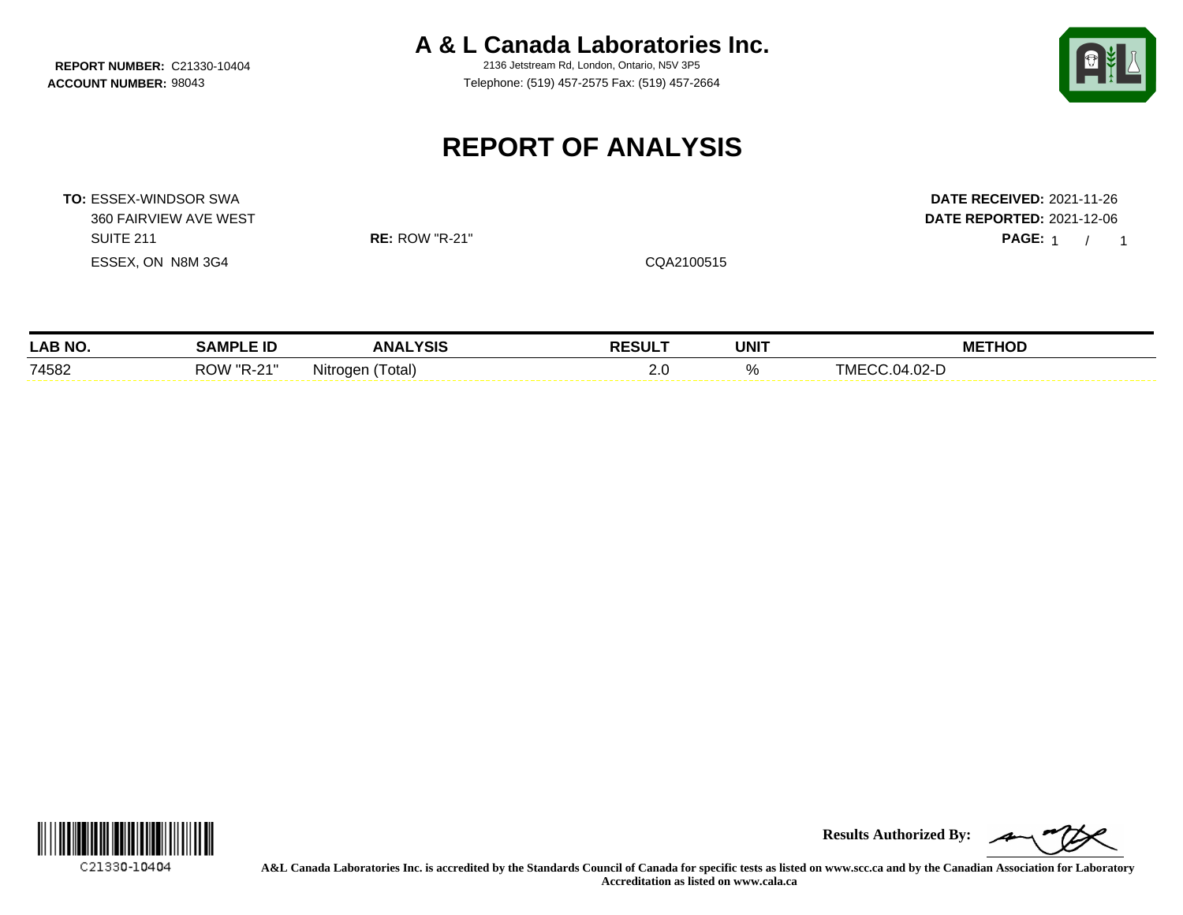**REPORT NUMBER:** C21330-10404
**ACCOUNT NUMBER:** 98043

# A & L Canada Laboratories Inc.

2136 Jetstream Rd, London, Ontario, N5V 3P5
Telephone: (519) 457-2575 Fax: (519) 457-2664

## REPORT OF ANALYSIS

**TO:** ESSEX-WINDSOR SWA
360 FAIRVIEW AVE WEST
SUITE 211
ESSEX, ON N8M 3G4

**RE:** ROW "R-21"

CQA2100515

**DATE RECEIVED:** 2021-11-26
**DATE REPORTED:** 2021-12-06
**PAGE:** 1 / 1

| LAB NO. | SAMPLE ID | ANALYSIS | RESULT | UNIT | METHOD |
|---|---|---|---|---|---|
| 74582 | ROW "R-21" | Nitrogen (Total) | 2.0 | % | TMECC.04.02-D |

C21330-10404

**Results Authorized By:**

**A&L Canada Laboratories Inc. is accredited by the Standards Council of Canada for specific tests as listed on www.scc.ca and by the Canadian Association for Laboratory Accreditation as listed on www.cala.ca**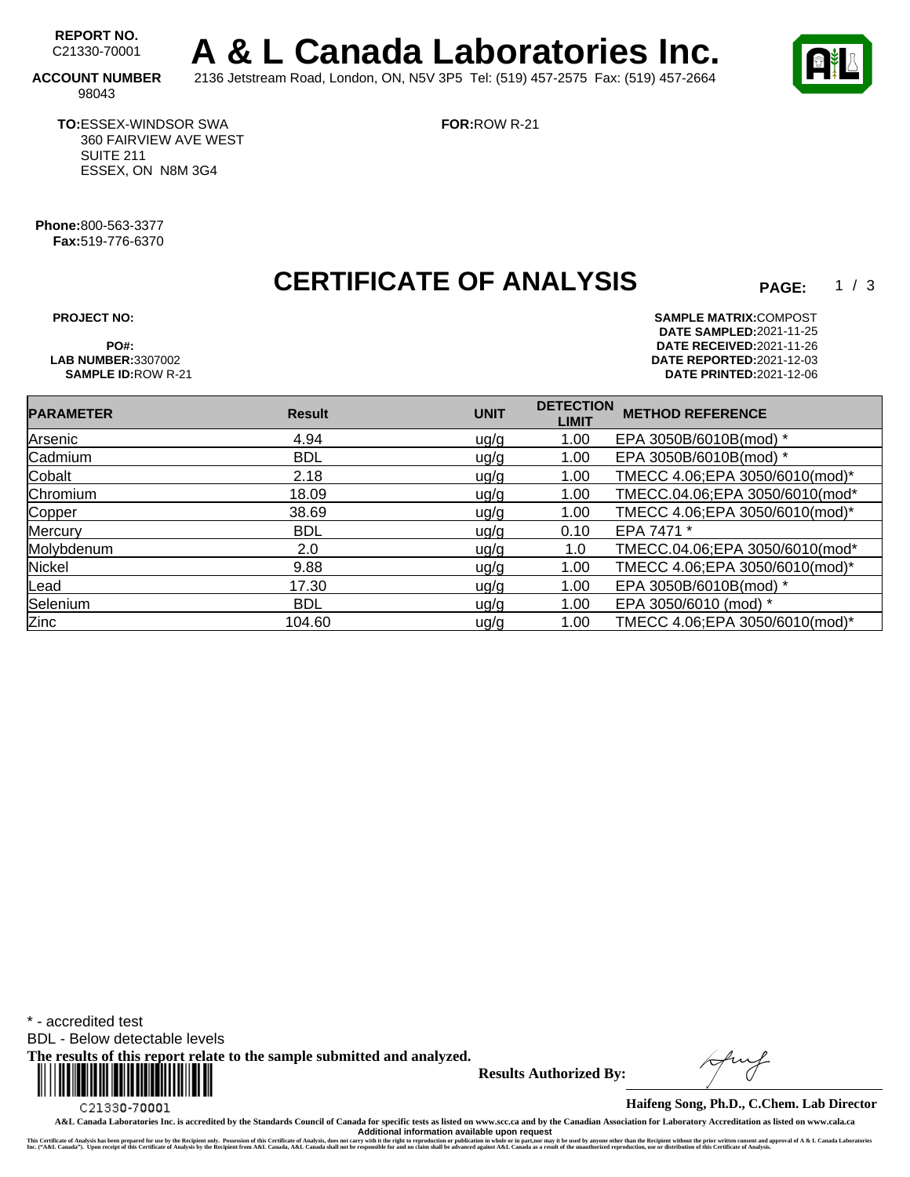**REPORT NO.** C21330-70001

**ACCOUNT NUMBER** 98043

# A & L Canada Laboratories Inc.

2136 Jetstream Road, London, ON, N5V 3P5 Tel: (519) 457-2575 Fax: (519) 457-2664

**TO:** ESSEX-WINDSOR SWA
360 FAIRVIEW AVE WEST
SUITE 211
ESSEX, ON N8M 3G4

**FOR:** ROW R-21

**Phone:** 800-563-3377
**Fax:** 519-776-6370

## CERTIFICATE OF ANALYSIS

**PAGE:** 1 / 3

**PROJECT NO:**
**PO#:**
**LAB NUMBER:** 3307002
**SAMPLE ID:** ROW R-21

**SAMPLE MATRIX:** COMPOST
**DATE SAMPLED:** 2021-11-25
**DATE RECEIVED:** 2021-11-26
**DATE REPORTED:** 2021-12-03
**DATE PRINTED:** 2021-12-06

| PARAMETER | Result | UNIT | DETECTION LIMIT | METHOD REFERENCE |
|---|---|---|---|---|
| Arsenic | 4.94 | ug/g | 1.00 | EPA 3050B/6010B(mod) * |
| Cadmium | BDL | ug/g | 1.00 | EPA 3050B/6010B(mod) * |
| Cobalt | 2.18 | ug/g | 1.00 | TMECC 4.06;EPA 3050/6010(mod)* |
| Chromium | 18.09 | ug/g | 1.00 | TMECC.04.06;EPA 3050/6010(mod* |
| Copper | 38.69 | ug/g | 1.00 | TMECC 4.06;EPA 3050/6010(mod)* |
| Mercury | BDL | ug/g | 0.10 | EPA 7471 * |
| Molybdenum | 2.0 | ug/g | 1.0 | TMECC.04.06;EPA 3050/6010(mod* |
| Nickel | 9.88 | ug/g | 1.00 | TMECC 4.06;EPA 3050/6010(mod)* |
| Lead | 17.30 | ug/g | 1.00 | EPA 3050B/6010B(mod) * |
| Selenium | BDL | ug/g | 1.00 | EPA 3050/6010 (mod) * |
| Zinc | 104.60 | ug/g | 1.00 | TMECC 4.06;EPA 3050/6010(mod)* |

\* - accredited test
BDL - Below detectable levels
**The results of this report relate to the sample submitted and analyzed.**

C21330-70001

**Results Authorized By:**

**Haifeng Song, Ph.D., C.Chem. Lab Director**

**A&L Canada Laboratories Inc. is accredited by the Standards Council of Canada for specific tests as listed on www.scc.ca and by the Canadian Association for Laboratory Accreditation as listed on www.cala.ca**
**Additional information available upon request**

This Certificate of Analysis has been prepared for use by the Recipient only. Possession of this Certificate of Analysis, does not carry with it the right to reproduction or publication in whole or in part,nor may it be used by anyone other than the Recipient without the prior written consent and approval of A & L Canada Laboratories Inc. ("A&L Canada"). Upon receipt of this Certificate of Analysis by the Recipient from A&L Canada, A&L Canada shall not be responsible for and no claim shall be advanced against A&L Canada as a result of the unauthorized reproduction, use or distribution of this Certificate of Analysis.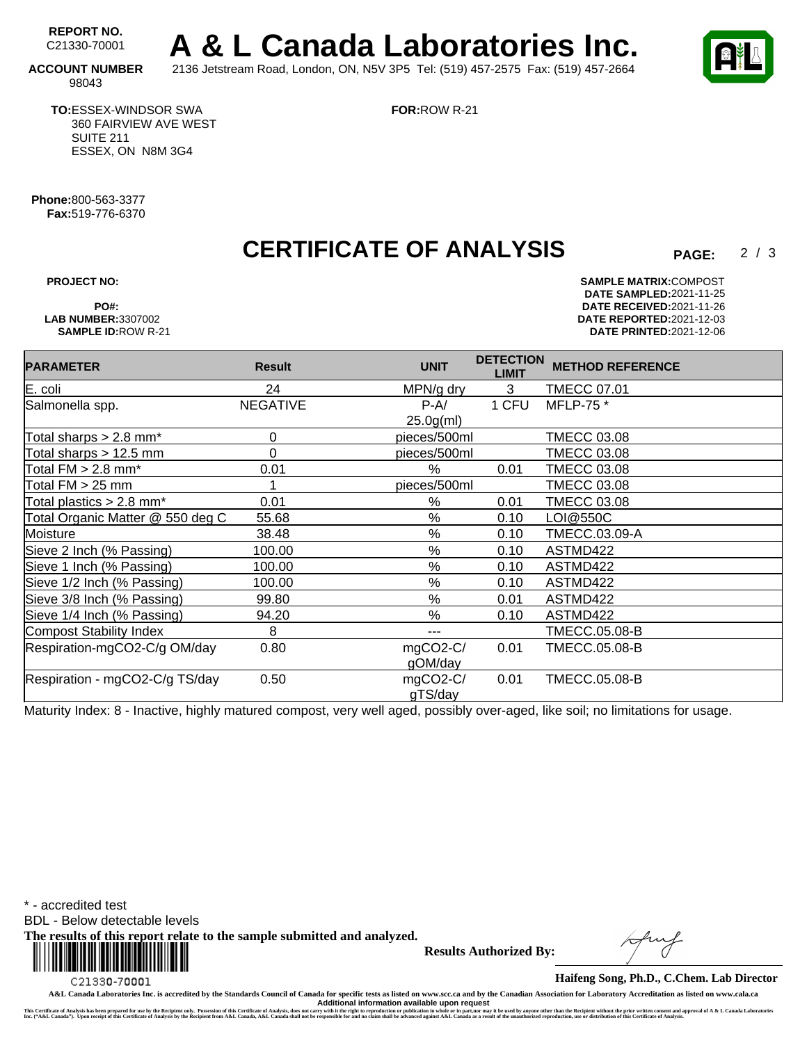**REPORT NO.** C21330-70001

**ACCOUNT NUMBER** 98043

# A & L Canada Laboratories Inc.

2136 Jetstream Road, London, ON, N5V 3P5 Tel: (519) 457-2575 Fax: (519) 457-2664

**TO:** ESSEX-WINDSOR SWA
360 FAIRVIEW AVE WEST
SUITE 211
ESSEX, ON N8M 3G4

**FOR:** ROW R-21

**Phone:** 800-563-3377
**Fax:** 519-776-6370

# CERTIFICATE OF ANALYSIS

**PROJECT NO:**
**PO#:**
**LAB NUMBER:** 3307002
**SAMPLE ID:** ROW R-21

**SAMPLE MATRIX:** COMPOST
**DATE SAMPLED:** 2021-11-25
**DATE RECEIVED:** 2021-11-26
**DATE REPORTED:** 2021-12-03
**DATE PRINTED:** 2021-12-06

| PARAMETER | Result | UNIT | DETECTION LIMIT | METHOD REFERENCE |
|---|---|---|---|---|
| E. coli | 24 | MPN/g dry | 3 | TMECC 07.01 |
| Salmonella spp. | NEGATIVE | P-A/ 25.0g(ml) | 1 CFU | MFLP-75 * |
| Total sharps > 2.8 mm* | 0 | pieces/500ml | | TMECC 03.08 |
| Total sharps > 12.5 mm | 0 | pieces/500ml | | TMECC 03.08 |
| Total FM > 2.8 mm* | 0.01 | % | 0.01 | TMECC 03.08 |
| Total FM > 25 mm | 1 | pieces/500ml | | TMECC 03.08 |
| Total plastics > 2.8 mm* | 0.01 | % | 0.01 | TMECC 03.08 |
| Total Organic Matter @ 550 deg C | 55.68 | % | 0.10 | LOI@550C |
| Moisture | 38.48 | % | 0.10 | TMECC.03.09-A |
| Sieve 2 Inch (% Passing) | 100.00 | % | 0.10 | ASTMD422 |
| Sieve 1 Inch (% Passing) | 100.00 | % | 0.10 | ASTMD422 |
| Sieve 1/2 Inch (% Passing) | 100.00 | % | 0.10 | ASTMD422 |
| Sieve 3/8 Inch (% Passing) | 99.80 | % | 0.01 | ASTMD422 |
| Sieve 1/4 Inch (% Passing) | 94.20 | % | 0.10 | ASTMD422 |
| Compost Stability Index | 8 | --- | | TMECC.05.08-B |
| Respiration-mgCO2-C/g OM/day | 0.80 | mgCO2-C/ gOM/day | 0.01 | TMECC.05.08-B |
| Respiration - mgCO2-C/g TS/day | 0.50 | mgCO2-C/ gTS/day | 0.01 | TMECC.05.08-B |

Maturity Index: 8 - Inactive, highly matured compost, very well aged, possibly over-aged, like soil; no limitations for usage.

\* - accredited test
BDL - Below detectable levels
**The results of this report relate to the sample submitted and analyzed.**

C21330-70001

**Results Authorized By:**

**Haifeng Song, Ph.D., C.Chem. Lab Director**

A&L Canada Laboratories Inc. is accredited by the Standards Council of Canada for specific tests as listed on www.scc.ca and by the Canadian Association for Laboratory Accreditation as listed on www.cala.ca
**Additional information available upon request**

This Certificate of Analysis has been prepared for use by the Recipient only. Possession of this Certificate of Analysis, does not carry with it the right to reproduction or publication in whole or in part,nor may it be used by anyone other than the Recipient without the prior written consent and approval of A & L Canada Laboratories Inc. ("A&L Canada"). Upon receipt of this Certificate of Analysis by the Recipient from A&L Canada, A&L Canada shall not be responsible for and no claim shall be advanced against A&L Canada as a result of the unauthorized reproduction, use or distribution of this Certificate of Analysis.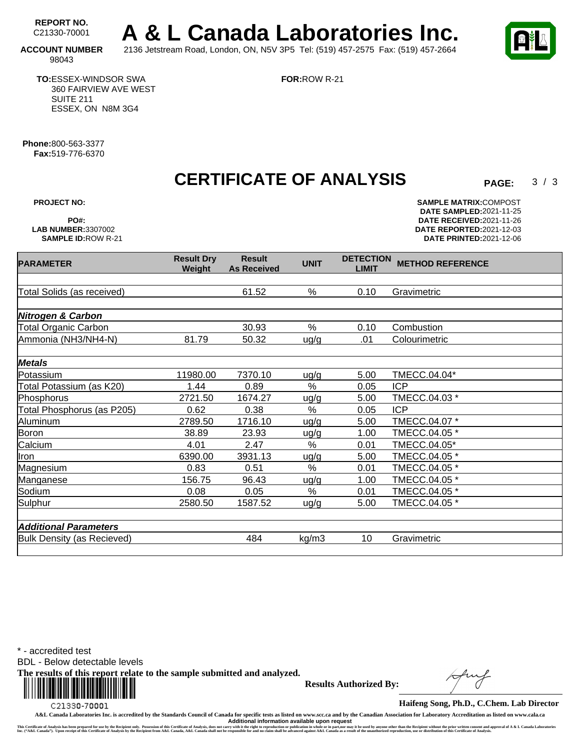**REPORT NO.** C21330-70001

**ACCOUNT NUMBER** 98043

# A & L Canada Laboratories Inc.

2136 Jetstream Road, London, ON, N5V 3P5 Tel: (519) 457-2575 Fax: (519) 457-2664

**TO:** ESSEX-WINDSOR SWA
360 FAIRVIEW AVE WEST
SUITE 211
ESSEX, ON N8M 3G4

**FOR:** ROW R-21

**Phone:** 800-563-3377
**Fax:** 519-776-6370

# CERTIFICATE OF ANALYSIS

**PAGE:** 3 / 3

**PROJECT NO:**
**PO#:**
**LAB NUMBER:** 3307002
**SAMPLE ID:** ROW R-21

**SAMPLE MATRIX:** COMPOST
**DATE SAMPLED:** 2021-11-25
**DATE RECEIVED:** 2021-11-26
**DATE REPORTED:** 2021-12-03
**DATE PRINTED:** 2021-12-06

| PARAMETER | Result Dry Weight | Result As Received | UNIT | DETECTION LIMIT | METHOD REFERENCE |
|---|---|---|---|---|---|
| Total Solids (as received) | | 61.52 | % | 0.10 | Gravimetric |
| ***Nitrogen & Carbon*** | | | | | |
| Total Organic Carbon | | 30.93 | % | 0.10 | Combustion |
| Ammonia (NH3/NH4-N) | 81.79 | 50.32 | ug/g | .01 | Colourimetric |
| ***Metals*** | | | | | |
| Potassium | 11980.00 | 7370.10 | ug/g | 5.00 | TMECC.04.04* |
| Total Potassium (as K20) | 1.44 | 0.89 | % | 0.05 | ICP |
| Phosphorus | 2721.50 | 1674.27 | ug/g | 5.00 | TMECC.04.03 * |
| Total Phosphorus (as P205) | 0.62 | 0.38 | % | 0.05 | ICP |
| Aluminum | 2789.50 | 1716.10 | ug/g | 5.00 | TMECC.04.07 * |
| Boron | 38.89 | 23.93 | ug/g | 1.00 | TMECC.04.05 * |
| Calcium | 4.01 | 2.47 | % | 0.01 | TMECC.04.05* |
| Iron | 6390.00 | 3931.13 | ug/g | 5.00 | TMECC.04.05 * |
| Magnesium | 0.83 | 0.51 | % | 0.01 | TMECC.04.05 * |
| Manganese | 156.75 | 96.43 | ug/g | 1.00 | TMECC.04.05 * |
| Sodium | 0.08 | 0.05 | % | 0.01 | TMECC.04.05 * |
| Sulphur | 2580.50 | 1587.52 | ug/g | 5.00 | TMECC.04.05 * |
| ***Additional Parameters*** | | | | | |
| Bulk Density (as Recieved) | | 484 | kg/m3 | 10 | Gravimetric |

* - accredited test
BDL - Below detectable levels
**The results of this report relate to the sample submitted and analyzed.**

C21330-70001

**Results Authorized By:**

**Haifeng Song, Ph.D., C.Chem. Lab Director**

A&L Canada Laboratories Inc. is accredited by the Standards Council of Canada for specific tests as listed on www.scc.ca and by the Canadian Association for Laboratory Accreditation as listed on www.cala.ca
**Additional information available upon request**

This Certificate of Analysis has been prepared for use by the Recipient only. Possession of this Certificate of Analysis, does not carry with it the right to reproduction or publication in whole or in part,nor may it be used by anyone other than the Recipient without the prior written consent and approval of A & L Canada Laboratories Inc. ("A&L Canada"). Upon receipt of this Certificate of Analysis by the Recipient from A&L Canada, A&L Canada shall not be responsible for and no claim shall be advanced against A&L Canada as a result of the unauthorized reproduction, use or distribution of this Certificate of Analysis.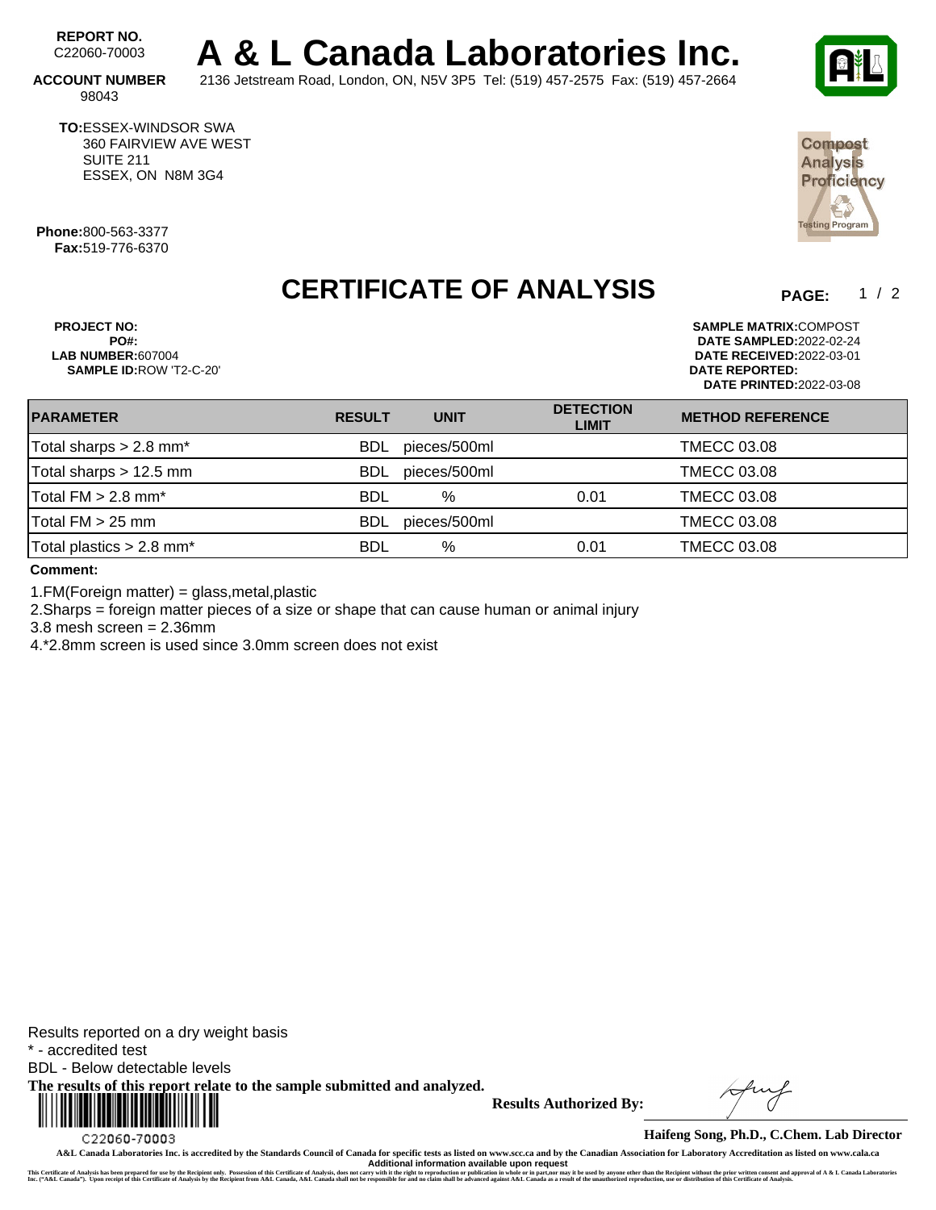**REPORT NO.** C22060-70003

# A & L Canada Laboratories Inc.

**ACCOUNT NUMBER** 98043

2136 Jetstream Road, London, ON, N5V 3P5 Tel: (519) 457-2575 Fax: (519) 457-2664

**TO:** ESSEX-WINDSOR SWA
360 FAIRVIEW AVE WEST
SUITE 211
ESSEX, ON N8M 3G4

**Phone:** 800-563-3377
**Fax:** 519-776-6370

Compost Analysis Proficiency Testing Program

## CERTIFICATE OF ANALYSIS

**PAGE:** 1 / 2

**PROJECT NO:**
**PO#:**
**LAB NUMBER:** 607004
**SAMPLE ID:** ROW 'T2-C-20'

**SAMPLE MATRIX:** COMPOST
**DATE SAMPLED:** 2022-02-24
**DATE RECEIVED:** 2022-03-01
**DATE REPORTED:**
**DATE PRINTED:** 2022-03-08

| PARAMETER | RESULT | UNIT | DETECTION LIMIT | METHOD REFERENCE |
|---|---|---|---|---|
| Total sharps > 2.8 mm* | BDL | pieces/500ml | | TMECC 03.08 |
| Total sharps > 12.5 mm | BDL | pieces/500ml | | TMECC 03.08 |
| Total FM > 2.8 mm* | BDL | % | 0.01 | TMECC 03.08 |
| Total FM > 25 mm | BDL | pieces/500ml | | TMECC 03.08 |
| Total plastics > 2.8 mm* | BDL | % | 0.01 | TMECC 03.08 |

**Comment:**

1.FM(Foreign matter) = glass,metal,plastic

2.Sharps = foreign matter pieces of a size or shape that can cause human or animal injury

3.8 mesh screen = 2.36mm

4.*2.8mm screen is used since 3.0mm screen does not exist

Results reported on a dry weight basis
* - accredited test
BDL - Below detectable levels
**The results of this report relate to the sample submitted and analyzed.**

C22060-70003

**Results Authorized By:**

**Haifeng Song, Ph.D., C.Chem. Lab Director**

A&L Canada Laboratories Inc. is accredited by the Standards Council of Canada for specific tests as listed on www.scc.ca and by the Canadian Association for Laboratory Accreditation as listed on www.cala.ca
Additional information available upon request

This Certificate of Analysis has been prepared for use by the Recipient only. Possession of this Certificate of Analysis, does not carry with it the right to reproduction or publication in whole or in part,nor may it be used by anyone other than the Recipient without the prior written consent and approval of A & L Canada Laboratories Inc. ("A&L Canada"). Upon receipt of this Certificate of Analysis by the Recipient from A&L Canada, A&L Canada shall not be responsible for and no claim shall be advanced against A&L Canada as a result of the unauthorized reproduction, use or distribution of this Certificate of Analysis.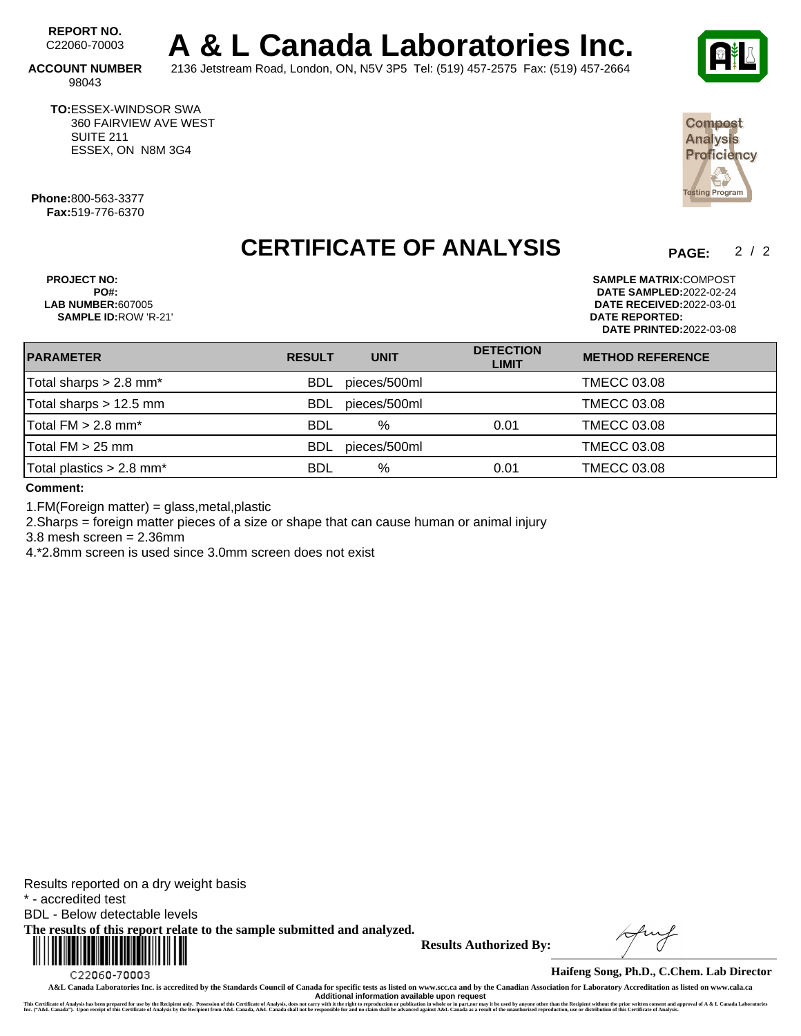**REPORT NO.**
C22060-70003

# A & L Canada Laboratories Inc.

**ACCOUNT NUMBER**
98043

2136 Jetstream Road, London, ON, N5V 3P5 Tel: (519) 457-2575 Fax: (519) 457-2664

**TO:** ESSEX-WINDSOR SWA
360 FAIRVIEW AVE WEST
SUITE 211
ESSEX, ON N8M 3G4

**Phone:** 800-563-3377
**Fax:** 519-776-6370

Compost Analysis Proficiency Testing Program

## CERTIFICATE OF ANALYSIS

**PAGE:** 2 / 2

**PROJECT NO:**
**PO#:**
**LAB NUMBER:** 607005
**SAMPLE ID:** ROW 'R-21'

**SAMPLE MATRIX:** COMPOST
**DATE SAMPLED:** 2022-02-24
**DATE RECEIVED:** 2022-03-01
**DATE REPORTED:**
**DATE PRINTED:** 2022-03-08

| PARAMETER | RESULT | UNIT | DETECTION LIMIT | METHOD REFERENCE |
|---|---|---|---|---|
| Total sharps > 2.8 mm* | BDL | pieces/500ml | | TMECC 03.08 |
| Total sharps > 12.5 mm | BDL | pieces/500ml | | TMECC 03.08 |
| Total FM > 2.8 mm* | BDL | % | 0.01 | TMECC 03.08 |
| Total FM > 25 mm | BDL | pieces/500ml | | TMECC 03.08 |
| Total plastics > 2.8 mm* | BDL | % | 0.01 | TMECC 03.08 |

**Comment:**

1.FM(Foreign matter) = glass,metal,plastic
2.Sharps = foreign matter pieces of a size or shape that can cause human or animal injury
3.8 mesh screen = 2.36mm
4.*2.8mm screen is used since 3.0mm screen does not exist

Results reported on a dry weight basis
* - accredited test
BDL - Below detectable levels
**The results of this report relate to the sample submitted and analyzed.**

C22060-70003

**Results Authorized By:**

**Haifeng Song, Ph.D., C.Chem. Lab Director**

**A&L Canada Laboratories Inc. is accredited by the Standards Council of Canada for specific tests as listed on www.scc.ca and by the Canadian Association for Laboratory Accreditation as listed on www.cala.ca**
**Additional information available upon request**

This Certificate of Analysis has been prepared for use by the Recipient only. Possession of this Certificate of Analysis, does not carry with it the right to reproduction or publication in whole or in part,nor may it be used by anyone other than the Recipient without the prior written consent and approval of A & L Canada Laboratories Inc. ("A&L Canada"). Upon receipt of this Certificate of Analysis by the Recipient from A&L Canada, A&L Canada shall not be responsible for and no claim shall be advanced against A&L Canada as a result of the unauthorized reproduction, use or distribution of this Certificate of Analysis.